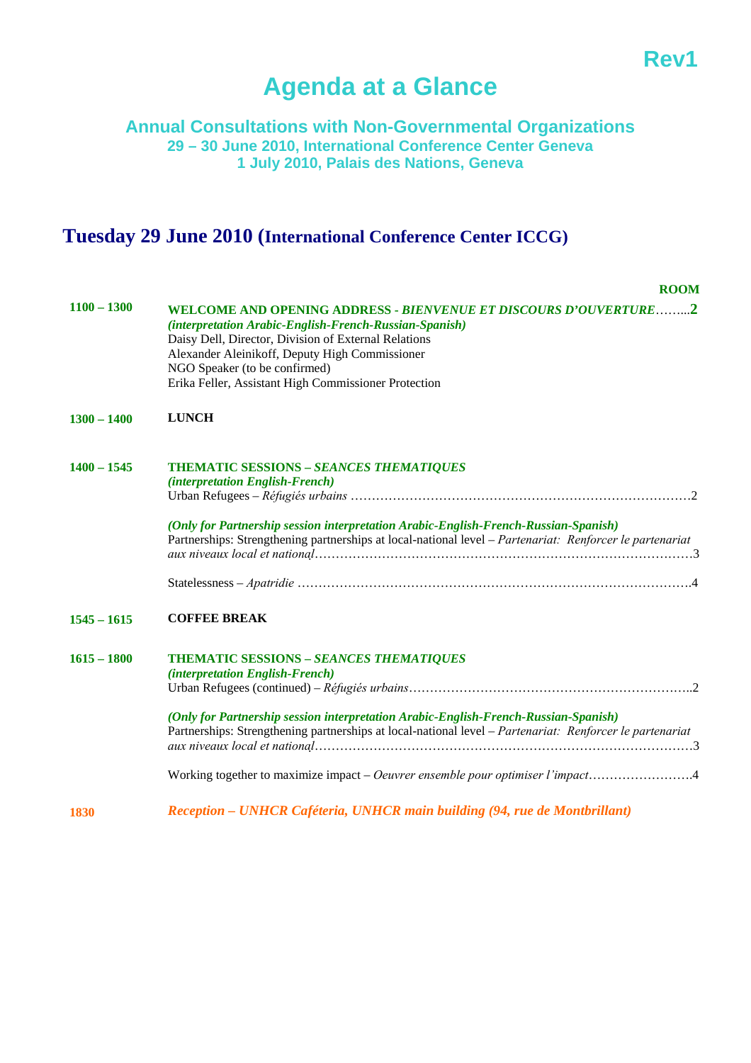Rev1

# Agenda at a Glance

### Annual Consultations with Non-Governmental Organizations
**29 – 30 June 2010, International Conference Center Geneva**
**1 July 2010, Palais des Nations, Geneva**

## Tuesday 29 June 2010 (International Conference Center ICCG)

| | | ROOM |
|---|---|---|
| **1100 – 1300** | **WELCOME AND OPENING ADDRESS** - ***BIENVENUE ET DISCOURS D'OUVERTURE***<br>***(interpretation Arabic-English-French-Russian-Spanish)***<br>Daisy Dell, Director, Division of External Relations<br>Alexander Aleinikoff, Deputy High Commissioner<br>NGO Speaker (to be confirmed)<br>Erika Feller, Assistant High Commissioner Protection | **2** |
| **1300 – 1400** | **LUNCH** | |
| **1400 – 1545** | **THEMATIC SESSIONS –** ***SEANCES THEMATIQUES***<br>***(interpretation English-French)***<br>Urban Refugees – *Réfugiés urbains* | 2 |
| | ***(Only for Partnership session interpretation Arabic-English-French-Russian-Spanish)***<br>Partnerships: Strengthening partnerships at local-national level – *Partenariat: Renforcer le partenariat aux niveaux local et national* | 3 |
| | Statelessness – *Apatridie* | 4 |
| **1545 – 1615** | **COFFEE BREAK** | |
| **1615 – 1800** | **THEMATIC SESSIONS –** ***SEANCES THEMATIQUES***<br>***(interpretation English-French)***<br>Urban Refugees (continued) – *Réfugiés urbains* | 2 |
| | ***(Only for Partnership session interpretation Arabic-English-French-Russian-Spanish)***<br>Partnerships: Strengthening partnerships at local-national level – *Partenariat: Renforcer le partenariat aux niveaux local et national* | 3 |
| | Working together to maximize impact – *Oeuvrer ensemble pour optimiser l'impact* | 4 |
| **1830** | ***Reception – UNHCR Caféteria, UNHCR main building (94, rue de Montbrillant)*** | |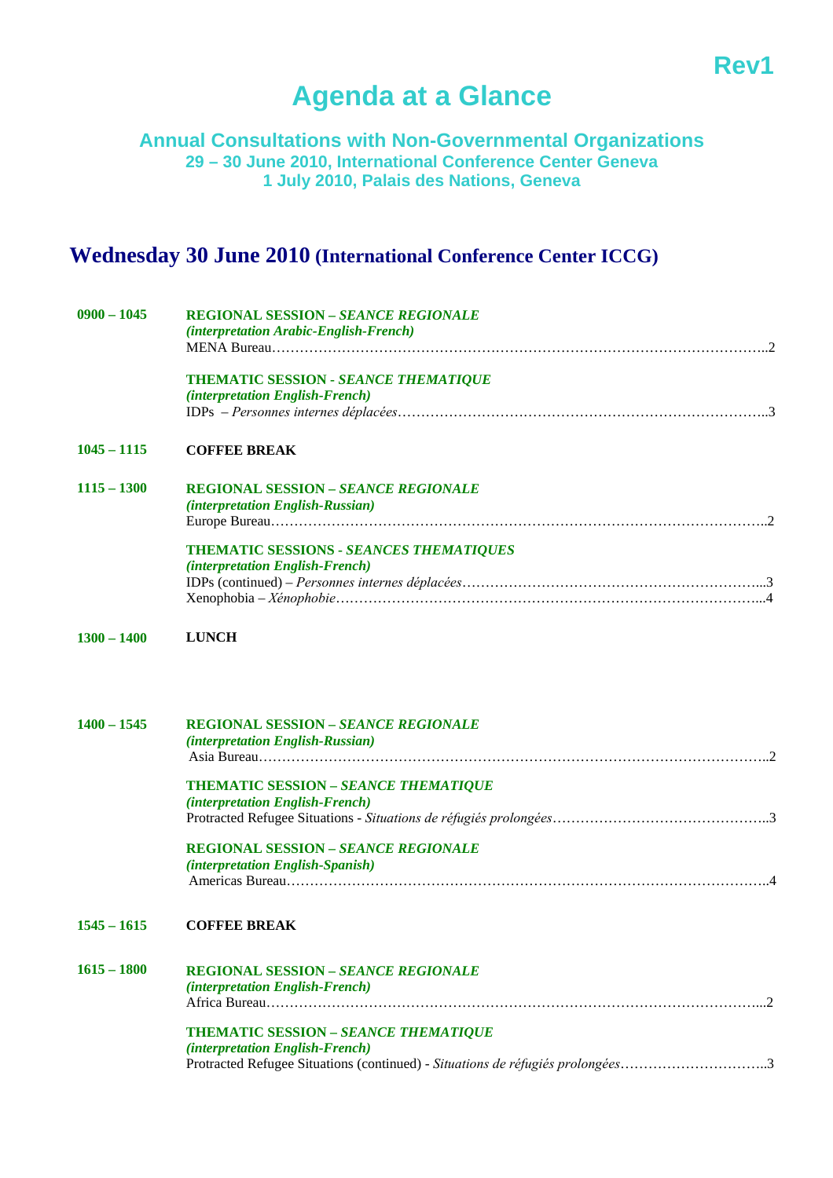Rev1

# Agenda at a Glance

## Annual Consultations with Non-Governmental Organizations
**29 – 30 June 2010, International Conference Center Geneva**
**1 July 2010, Palais des Nations, Geneva**

## Wednesday 30 June 2010 (International Conference Center ICCG)

**0900 – 1045**

**REGIONAL SESSION – *SEANCE REGIONALE***
***(interpretation Arabic-English-French)***
MENA Bureau……………………………………………………………………………………………..2

**THEMATIC SESSION - *SEANCE THEMATIQUE***
***(interpretation English-French)***
IDPs – *Personnes internes déplacées*…………………………………………………………………..3

**1045 – 1115** **COFFEE BREAK**

**1115 – 1300**

**REGIONAL SESSION – *SEANCE REGIONALE***
***(interpretation English-Russian)***
Europe Bureau…………………………………………………………………………………………..2

**THEMATIC SESSIONS - *SEANCES THEMATIQUES***
***(interpretation English-French)***
IDPs (continued) – *Personnes internes déplacées*……………………………………………………...3
Xenophobia – *Xénophobie*……………………………………………………………………………...4

**1300 – 1400** **LUNCH**

**1400 – 1545**

**REGIONAL SESSION – *SEANCE REGIONALE***
***(interpretation English-Russian)***
Asia Bureau……………………………………………………………………………………………..2

**THEMATIC SESSION – *SEANCE THEMATIQUE***
***(interpretation English-French)***
Protracted Refugee Situations - *Situations de réfugiés prolongées*……………………………………..3

**REGIONAL SESSION – *SEANCE REGIONALE***
***(interpretation English-Spanish)***
Americas Bureau………………………………………………………………………………………..4

**1545 – 1615** **COFFEE BREAK**

**1615 – 1800**

**REGIONAL SESSION – *SEANCE REGIONALE***
***(interpretation English-French)***
Africa Bureau…………………………………………………………………………………………...2

**THEMATIC SESSION – *SEANCE THEMATIQUE***
***(interpretation English-French)***
Protracted Refugee Situations (continued) - *Situations de réfugiés prolongées*…………………………..3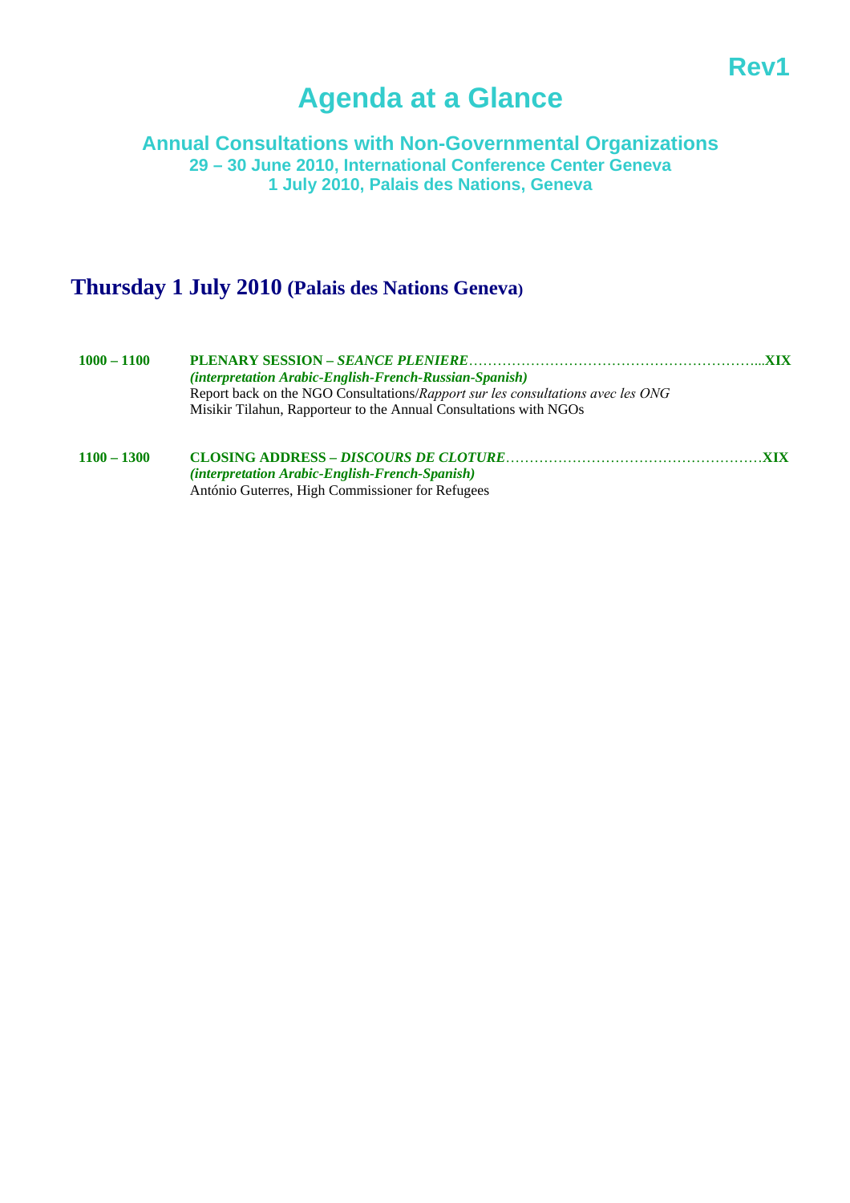Rev1

# Agenda at a Glance

## Annual Consultations with Non-Governmental Organizations

**29 – 30 June 2010, International Conference Center Geneva**
**1 July 2010, Palais des Nations, Geneva**

## Thursday 1 July 2010 (Palais des Nations Geneva)

**1000 – 1100** **PLENARY SESSION – *SEANCE PLENIERE*……………………………………………………....XIX**
***(interpretation Arabic-English-French-Russian-Spanish)***
Report back on the NGO Consultations/*Rapport sur les consultations avec les ONG*
Misikir Tilahun, Rapporteur to the Annual Consultations with NGOs

**1100 – 1300** **CLOSING ADDRESS – *DISCOURS DE CLOTURE*………………………………………………XIX**
***(interpretation Arabic-English-French-Spanish)***
António Guterres, High Commissioner for Refugees